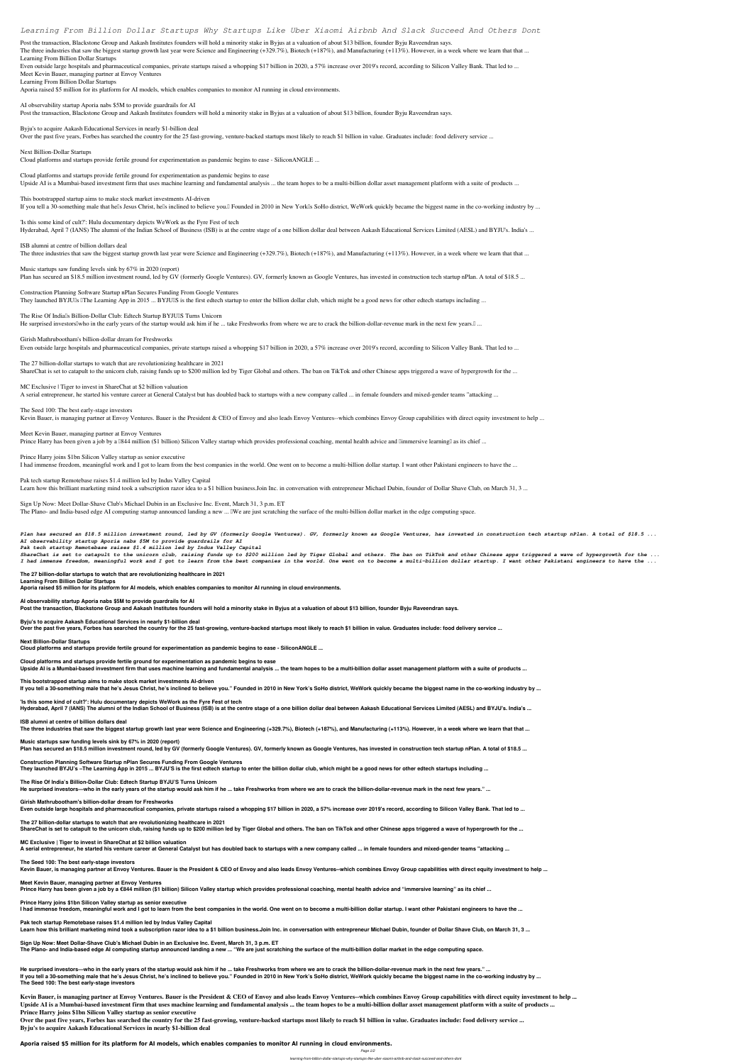# Learning From Billion Dollar Startups Why Startups Like Uber Xiaomi Airbnb And Slack Succeed And Others Dont

Post the transaction, Blackstone Group and Aakash Institutes founders will hold a minority stake in Byjus at a valuation of about $13 billion, founder Byju Raveendran says.
The three industries that saw the biggest startup growth last year were Science and Engineering (+329.7%), Biotech (+187%), and Manufacturing (+113%). However, in a week where we learn that that ...
Learning From Billion Dollar Startups
Even outside large hospitals and pharmaceutical companies, private startups raised a whopping $17 billion in 2020, a 57% increase over 2019's record, according to Silicon Valley Bank. That led to ...
Meet Kevin Bauer, managing partner at Envoy Ventures
Learning From Billion Dollar Startups
Aporia raised $5 million for its platform for AI models, which enables companies to monitor AI running in cloud environments.

AI observability startup Aporia nabs $5M to provide guardrails for AI
Post the transaction, Blackstone Group and Aakash Institutes founders will hold a minority stake in Byjus at a valuation of about $13 billion, founder Byju Raveendran says.

Byju's to acquire Aakash Educational Services in nearly $1-billion deal
Over the past five years, Forbes has searched the country for the 25 fast-growing, venture-backed startups most likely to reach $1 billion in value. Graduates include: food delivery service ...

Next Billion-Dollar Startups
Cloud platforms and startups provide fertile ground for experimentation as pandemic begins to ease - SiliconANGLE ...

Cloud platforms and startups provide fertile ground for experimentation as pandemic begins to ease
Upside AI is a Mumbai-based investment firm that uses machine learning and fundamental analysis ... the team hopes to be a multi-billion dollar asset management platform with a suite of products ...

This bootstrapped startup aims to make stock market investments AI-driven
If you tell a 30-something male that he's Jesus Christ, he's inclined to believe you." Founded in 2010 in New York's SoHo district, WeWork quickly became the biggest name in the co-working industry by ...

'Is this some kind of cult?': Hulu documentary depicts WeWork as the Fyre Fest of tech
Hyderabad, April 7 (IANS) The alumni of the Indian School of Business (ISB) is at the centre stage of a one billion dollar deal between Aakash Educational Services Limited (AESL) and BYJU's. India's ...

ISB alumni at centre of billion dollars deal
The three industries that saw the biggest startup growth last year were Science and Engineering (+329.7%), Biotech (+187%), and Manufacturing (+113%). However, in a week where we learn that that ...

Music startups saw funding levels sink by 67% in 2020 (report)
Plan has secured an $18.5 million investment round, led by GV (formerly Google Ventures). GV, formerly known as Google Ventures, has invested in construction tech startup nPlan. A total of $18.5 ...

Construction Planning Software Startup nPlan Secures Funding From Google Ventures
They launched BYJU's 'The Learning App in 2015 ... BYJU'S is the first edtech startup to enter the billion dollar club, which might be a good news for other edtech startups including ...

The Rise Of India's Billion-Dollar Club: Edtech Startup BYJU'S Turns Unicorn
He surprised investors who in the early years of the startup would ask him if he ... take Freshworks from where we are to crack the billion-dollar-revenue mark in the next few years." ...

Girish Mathrubootham's billion-dollar dream for Freshworks
Even outside large hospitals and pharmaceutical companies, private startups raised a whopping $17 billion in 2020, a 57% increase over 2019's record, according to Silicon Valley Bank. That led to ...

The 27 billion-dollar startups to watch that are revolutionizing healthcare in 2021
ShareChat is set to catapult to the unicorn club, raising funds up to $200 million led by Tiger Global and others. The ban on TikTok and other Chinese apps triggered a wave of hypergrowth for the ...

MC Exclusive | Tiger to invest in ShareChat at $2 billion valuation
A serial entrepreneur, he started his venture career at General Catalyst but has doubled back to startups with a new company called ... in female founders and mixed-gender teams "attacking ...

The Seed 100: The best early-stage investors
Kevin Bauer, is managing partner at Envoy Ventures. Bauer is the President & CEO of Envoy and also leads Envoy Ventures--which combines Envoy Group capabilities with direct equity investment to help ...

Meet Kevin Bauer, managing partner at Envoy Ventures
Prince Harry has been given a job by a £844 million ($1 billion) Silicon Valley startup which provides professional coaching, mental health advice and "immersive learning" as its chief ...

Prince Harry joins $1bn Silicon Valley startup as senior executive
I had immense freedom, meaningful work and I got to learn from the best companies in the world. One went on to become a multi-billion dollar startup. I want other Pakistani engineers to have the ...

Pak tech startup Remotebase raises $1.4 million led by Indus Valley Capital
Learn how this brilliant marketing mind took a subscription razor idea to a $1 billion business.Join Inc. in conversation with entrepreneur Michael Dubin, founder of Dollar Shave Club, on March 31, 3 ...

Sign Up Now: Meet Dollar-Shave Club's Michael Dubin in an Exclusive Inc. Event, March 31, 3 p.m. ET
The Plano- and India-based edge AI computing startup announced landing a new ... "We are just scratching the surface of the multi-billion dollar market in the edge computing space.

*Plan has secured an $18.5 million investment round, led by GV (formerly Google Ventures). GV, formerly known as Google Ventures, has invested in construction tech startup nPlan. A total of $18.5 ...*
*AI observability startup Aporia nabs $5M to provide guardrails for AI*
*Pak tech startup Remotebase raises $1.4 million led by Indus Valley Capital*
*ShareChat is set to catapult to the unicorn club, raising funds up to $200 million led by Tiger Global and others. The ban on TikTok and other Chinese apps triggered a wave of hypergrowth for the ...*
*I had immense freedom, meaningful work and I got to learn from the best companies in the world. One went on to become a multi-billion dollar startup. I want other Pakistani engineers to have the ...*

**The 27 billion-dollar startups to watch that are revolutionizing healthcare in 2021**
**Learning From Billion Dollar Startups**
**Aporia raised $5 million for its platform for AI models, which enables companies to monitor AI running in cloud environments.**

**AI observability startup Aporia nabs $5M to provide guardrails for AI**
**Post the transaction, Blackstone Group and Aakash Institutes founders will hold a minority stake in Byjus at a valuation of about $13 billion, founder Byju Raveendran says.**

**Byju's to acquire Aakash Educational Services in nearly $1-billion deal**
**Over the past five years, Forbes has searched the country for the 25 fast-growing, venture-backed startups most likely to reach $1 billion in value. Graduates include: food delivery service ...**

**Next Billion-Dollar Startups**
**Cloud platforms and startups provide fertile ground for experimentation as pandemic begins to ease - SiliconANGLE ...**

**Cloud platforms and startups provide fertile ground for experimentation as pandemic begins to ease**
**Upside AI is a Mumbai-based investment firm that uses machine learning and fundamental analysis ... the team hopes to be a multi-billion dollar asset management platform with a suite of products ...**

**This bootstrapped startup aims to make stock market investments AI-driven**
**If you tell a 30-something male that he's Jesus Christ, he's inclined to believe you." Founded in 2010 in New York's SoHo district, WeWork quickly became the biggest name in the co-working industry by ...**

**'Is this some kind of cult?': Hulu documentary depicts WeWork as the Fyre Fest of tech**
**Hyderabad, April 7 (IANS) The alumni of the Indian School of Business (ISB) is at the centre stage of a one billion dollar deal between Aakash Educational Services Limited (AESL) and BYJU's. India's ...**

**ISB alumni at centre of billion dollars deal**
**The three industries that saw the biggest startup growth last year were Science and Engineering (+329.7%), Biotech (+187%), and Manufacturing (+113%). However, in a week where we learn that that ...**

**Music startups saw funding levels sink by 67% in 2020 (report)**
**Plan has secured an $18.5 million investment round, led by GV (formerly Google Ventures). GV, formerly known as Google Ventures, has invested in construction tech startup nPlan. A total of $18.5 ...**

**Construction Planning Software Startup nPlan Secures Funding From Google Ventures**
**They launched BYJU's –The Learning App in 2015 ... BYJU'S is the first edtech startup to enter the billion dollar club, which might be a good news for other edtech startups including ...**

**The Rise Of India's Billion-Dollar Club: Edtech Startup BYJU'S Turns Unicorn**
**He surprised investors—who in the early years of the startup would ask him if he ... take Freshworks from where we are to crack the billion-dollar-revenue mark in the next few years." ...**

**Girish Mathrubootham's billion-dollar dream for Freshworks**
**Even outside large hospitals and pharmaceutical companies, private startups raised a whopping $17 billion in 2020, a 57% increase over 2019's record, according to Silicon Valley Bank. That led to ...**

**The 27 billion-dollar startups to watch that are revolutionizing healthcare in 2021**
**ShareChat is set to catapult to the unicorn club, raising funds up to $200 million led by Tiger Global and others. The ban on TikTok and other Chinese apps triggered a wave of hypergrowth for the ...**

**MC Exclusive | Tiger to invest in ShareChat at $2 billion valuation**
**A serial entrepreneur, he started his venture career at General Catalyst but has doubled back to startups with a new company called ... in female founders and mixed-gender teams "attacking ...**

**The Seed 100: The best early-stage investors**
**Kevin Bauer, is managing partner at Envoy Ventures. Bauer is the President & CEO of Envoy and also leads Envoy Ventures--which combines Envoy Group capabilities with direct equity investment to help ...**

**Meet Kevin Bauer, managing partner at Envoy Ventures**
**Prince Harry has been given a job by a €844 million ($1 billion) Silicon Valley startup which provides professional coaching, mental health advice and "immersive learning" as its chief ...**

**Prince Harry joins $1bn Silicon Valley startup as senior executive**
**I had immense freedom, meaningful work and I got to learn from the best companies in the world. One went on to become a multi-billion dollar startup. I want other Pakistani engineers to have the ...**

**Pak tech startup Remotebase raises $1.4 million led by Indus Valley Capital**
**Learn how this brilliant marketing mind took a subscription razor idea to a $1 billion business.Join Inc. in conversation with entrepreneur Michael Dubin, founder of Dollar Shave Club, on March 31, 3 ...**

**Sign Up Now: Meet Dollar-Shave Club's Michael Dubin in an Exclusive Inc. Event, March 31, 3 p.m. ET**
**The Plano- and India-based edge AI computing startup announced landing a new ... "We are just scratching the surface of the multi-billion dollar market in the edge computing space.**

**He surprised investors—who in the early years of the startup would ask him if he ... take Freshworks from where we are to crack the billion-dollar-revenue mark in the next few years." ...**
**If you tell a 30-something male that he's Jesus Christ, he's inclined to believe you." Founded in 2010 in New York's SoHo district, WeWork quickly became the biggest name in the co-working industry by ...**
**The Seed 100: The best early-stage investors**

**Kevin Bauer, is managing partner at Envoy Ventures. Bauer is the President & CEO of Envoy and also leads Envoy Ventures--which combines Envoy Group capabilities with direct equity investment to help ...**
**Upside AI is a Mumbai-based investment firm that uses machine learning and fundamental analysis ... the team hopes to be a multi-billion dollar asset management platform with a suite of products ...**
**Prince Harry joins $1bn Silicon Valley startup as senior executive**
**Over the past five years, Forbes has searched the country for the 25 fast-growing, venture-backed startups most likely to reach $1 billion in value. Graduates include: food delivery service ...**
**Byju's to acquire Aakash Educational Services in nearly $1-billion deal**

**Aporia raised $5 million for its platform for AI models, which enables companies to monitor AI running in cloud environments.**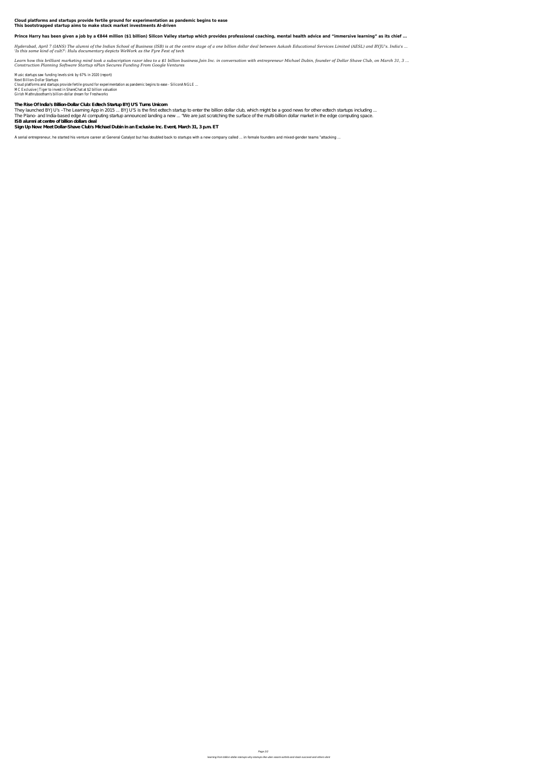**Cloud platforms and startups provide fertile ground for experimentation as pandemic begins to ease**
**This bootstrapped startup aims to make stock market investments AI-driven**

**Prince Harry has been given a job by a €844 million ($1 billion) Silicon Valley startup which provides professional coaching, mental health advice and "immersive learning" as its chief ...**

*Hyderabad, April 7 (IANS) The alumni of the Indian School of Business (ISB) is at the centre stage of a one billion dollar deal between Aakash Educational Services Limited (AESL) and BYJU's. India's ...*
*'Is this some kind of cult?': Hulu documentary depicts WeWork as the Fyre Fest of tech*

*Learn how this brilliant marketing mind took a subscription razor idea to a $1 billion business.Join Inc. in conversation with entrepreneur Michael Dubin, founder of Dollar Shave Club, on March 31, 3 ...*
*Construction Planning Software Startup nPlan Secures Funding From Google Ventures*

Music startups saw funding levels sink by 67% in 2020 (report)
Next Billion-Dollar Startups
Cloud platforms and startups provide fertile ground for experimentation as pandemic begins to ease - SiliconANGLE ...
MC Exclusive | Tiger to invest in ShareChat at $2 billion valuation
Girish Mathrubootham's billion-dollar dream for Freshworks

**The Rise Of India's Billion-Dollar Club: Edtech Startup BYJU'S Turns Unicorn**

They launched BYJU's –The Learning App in 2015 ... BYJU'S is the first edtech startup to enter the billion dollar club, which might be a good news for other edtech startups including ...
The Plano- and India-based edge AI computing startup announced landing a new ... "We are just scratching the surface of the multi-billion dollar market in the edge computing space.
**ISB alumni at centre of billion dollars deal**
**Sign Up Now: Meet Dollar-Shave Club's Michael Dubin in an Exclusive Inc. Event, March 31, 3 p.m. ET**

A serial entrepreneur, he started his venture career at General Catalyst but has doubled back to startups with a new company called ... in female founders and mixed-gender teams "attacking ...